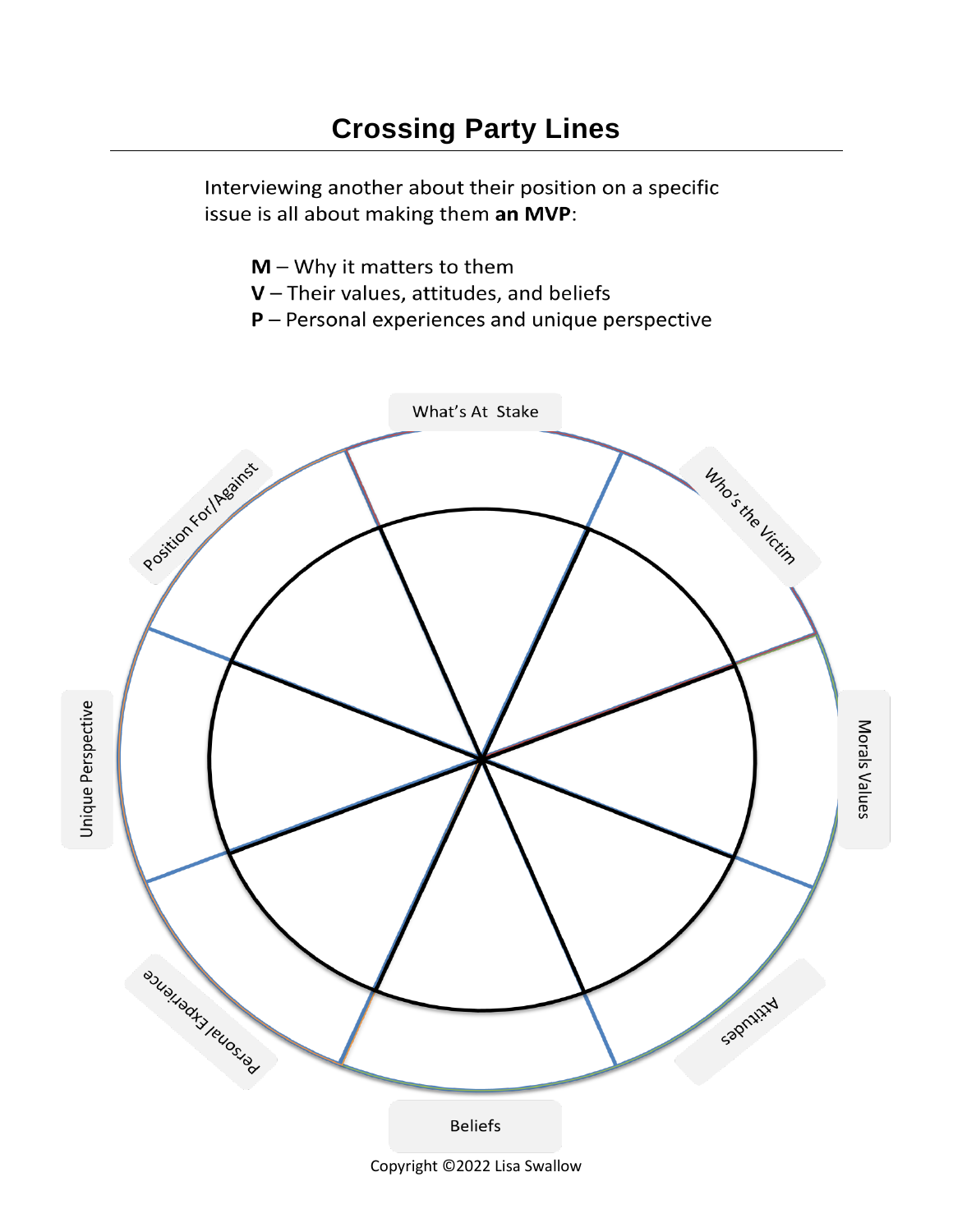# Crossing Party Lines

Interviewing another about their position on a specific issue is all about making them **an MVP**:

**M** – Why it matters to them
**V** – Their values, attitudes, and beliefs
**P** – Personal experiences and unique perspective

What's At Stake

Who's the Victim

Morals Values

Attitudes

Beliefs

Personal Experience

Unique Perspective

Position For/Against

Copyright ©2022 Lisa Swallow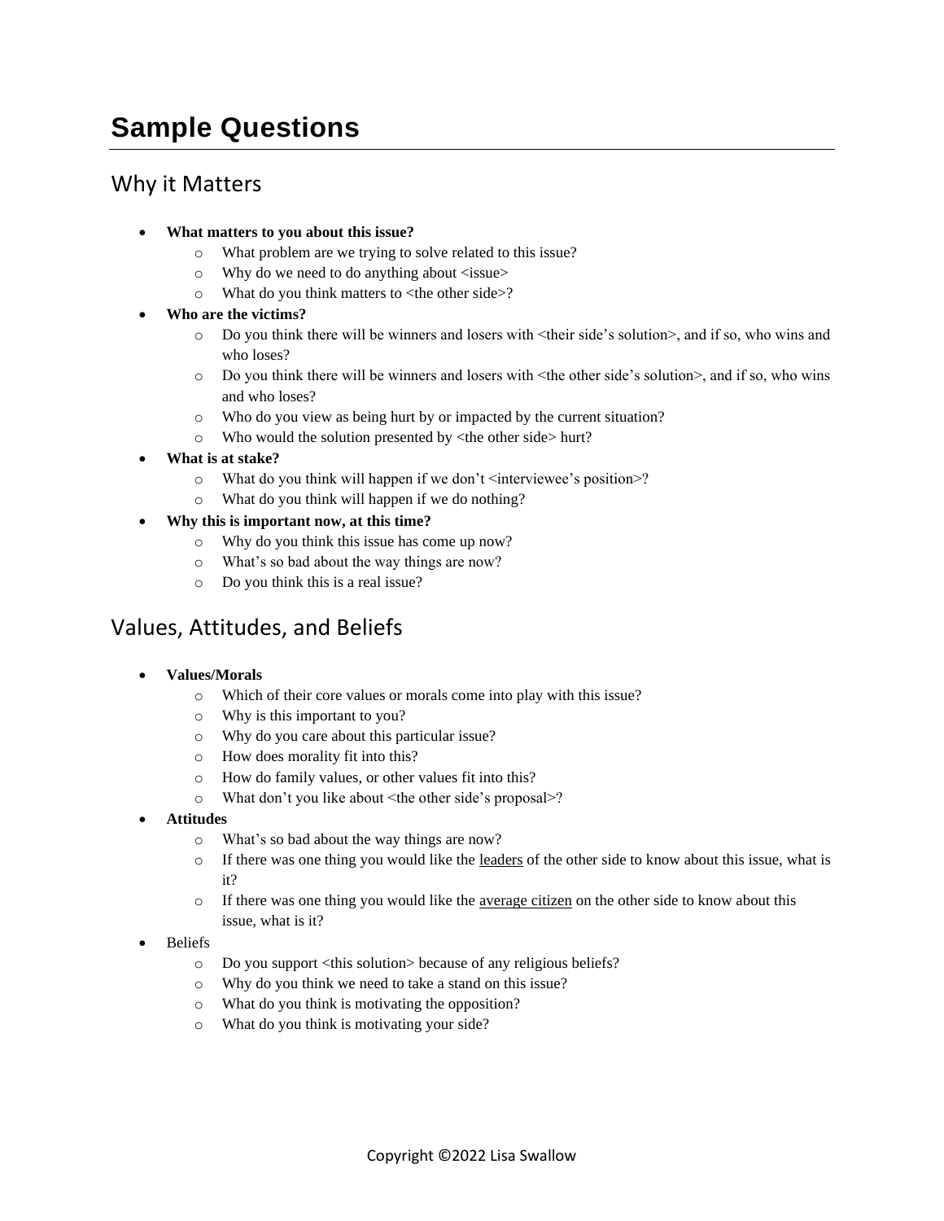# Sample Questions

## Why it Matters

- **What matters to you about this issue?**
  - What problem are we trying to solve related to this issue?
  - Why do we need to do anything about <issue>
  - What do you think matters to <the other side>?
- **Who are the victims?**
  - Do you think there will be winners and losers with <their side's solution>, and if so, who wins and who loses?
  - Do you think there will be winners and losers with <the other side's solution>, and if so, who wins and who loses?
  - Who do you view as being hurt by or impacted by the current situation?
  - Who would the solution presented by <the other side> hurt?
- **What is at stake?**
  - What do you think will happen if we don't <interviewee's position>?
  - What do you think will happen if we do nothing?
- **Why this is important now, at this time?**
  - Why do you think this issue has come up now?
  - What's so bad about the way things are now?
  - Do you think this is a real issue?

## Values, Attitudes, and Beliefs

- **Values/Morals**
  - Which of their core values or morals come into play with this issue?
  - Why is this important to you?
  - Why do you care about this particular issue?
  - How does morality fit into this?
  - How do family values, or other values fit into this?
  - What don't you like about <the other side's proposal>?
- **Attitudes**
  - What's so bad about the way things are now?
  - If there was one thing you would like the <u>leaders</u> of the other side to know about this issue, what is it?
  - If there was one thing you would like the <u>average citizen</u> on the other side to know about this issue, what is it?
- Beliefs
  - Do you support <this solution> because of any religious beliefs?
  - Why do you think we need to take a stand on this issue?
  - What do you think is motivating the opposition?
  - What do you think is motivating your side?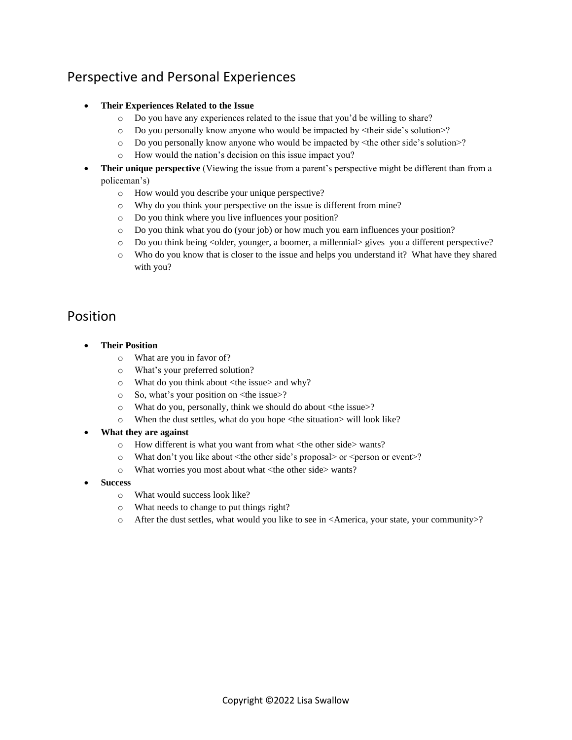## Perspective and Personal Experiences

- **Their Experiences Related to the Issue**
  - Do you have any experiences related to the issue that you'd be willing to share?
  - Do you personally know anyone who would be impacted by <their side's solution>?
  - Do you personally know anyone who would be impacted by <the other side's solution>?
  - How would the nation's decision on this issue impact you?
- **Their unique perspective** (Viewing the issue from a parent's perspective might be different than from a policeman's)
  - How would you describe your unique perspective?
  - Why do you think your perspective on the issue is different from mine?
  - Do you think where you live influences your position?
  - Do you think what you do (your job) or how much you earn influences your position?
  - Do you think being <older, younger, a boomer, a millennial> gives you a different perspective?
  - Who do you know that is closer to the issue and helps you understand it? What have they shared with you?

## Position

- **Their Position**
  - What are you in favor of?
  - What's your preferred solution?
  - What do you think about <the issue> and why?
  - So, what's your position on <the issue>?
  - What do you, personally, think we should do about <the issue>?
  - When the dust settles, what do you hope <the situation> will look like?
- **What they are against**
  - How different is what you want from what <the other side> wants?
  - What don't you like about <the other side's proposal> or <person or event>?
  - What worries you most about what <the other side> wants?
- **Success**
  - What would success look like?
  - What needs to change to put things right?
  - After the dust settles, what would you like to see in <America, your state, your community>?

Copyright ©2022 Lisa Swallow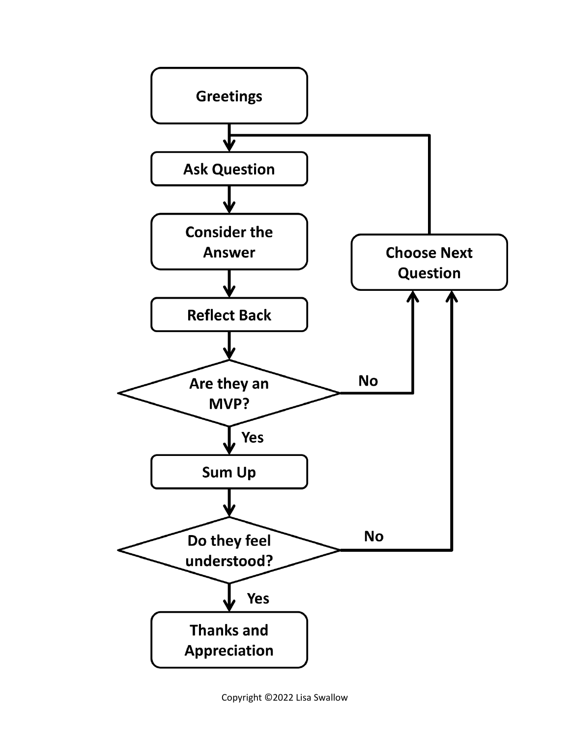Greetings

Ask Question

Consider the Answer

Reflect Back

Are they an MVP?

No

Yes

Choose Next Question

Sum Up

Do they feel understood?

No

Yes

Thanks and Appreciation

Copyright ©2022 Lisa Swallow